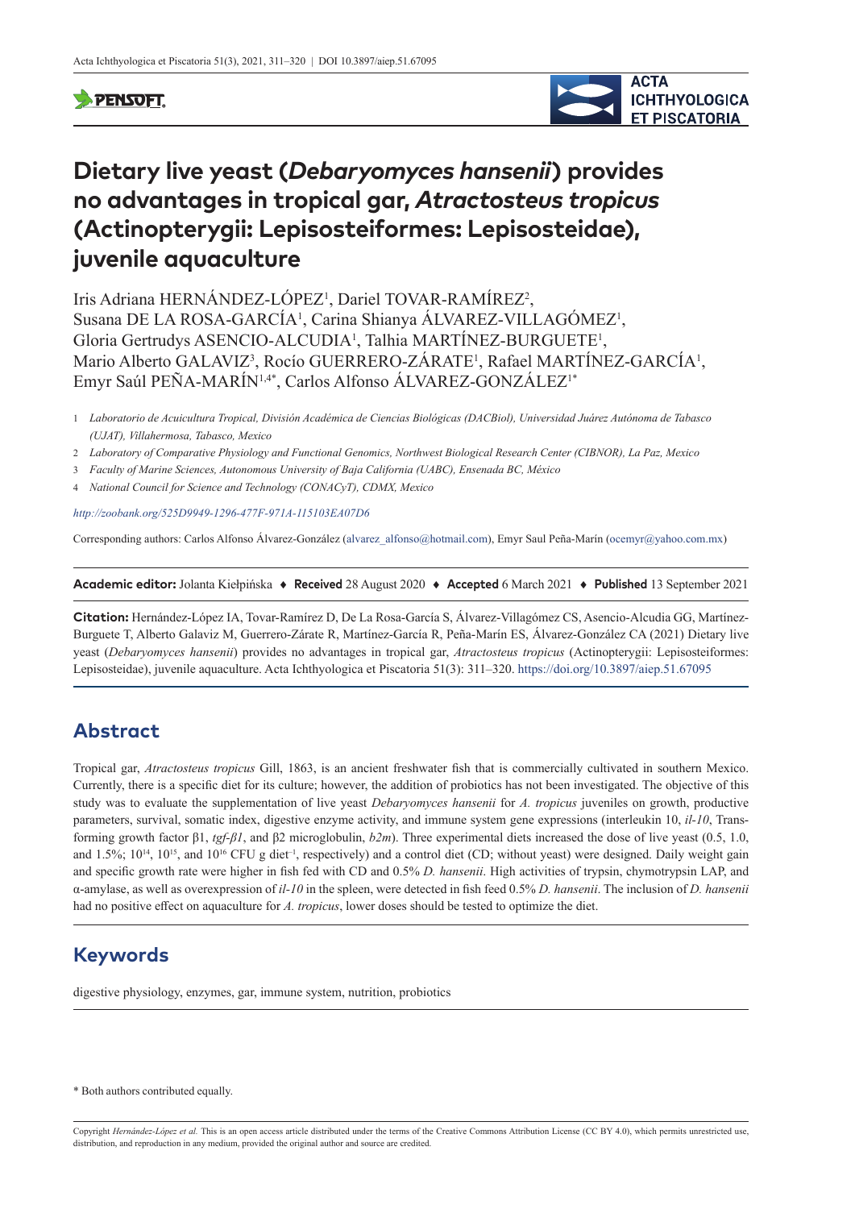# Dietary live yeast (*Debaryomyces hansenii*) provides no advantages in tropical gar, *Atractosteus tropicus* (Actinopterygii: Lepisosteiformes: Lepisosteidae), juvenile aquaculture

Iris Adriana HERNÁNDEZ-LÓPEZ[1], Dariel TOVAR-RAMÍREZ[2], Susana DE LA ROSA-GARCÍA[1], Carina Shianya ÁLVAREZ-VILLAGÓMEZ[1], Gloria Gertrudys ASENCIO-ALCUDIA[1], Talhia MARTÍNEZ-BURGUETE[1], Mario Alberto GALAVIZ[3], Rocío GUERRERO-ZÁRATE[1], Rafael MARTÍNEZ-GARCÍA[1], Emyr Saúl PEÑA-MARÍN[1,4*], Carlos Alfonso ÁLVAREZ-GONZÁLEZ[1*]

1 *Laboratorio de Acuicultura Tropical, División Académica de Ciencias Biológicas (DACBiol), Universidad Juárez Autónoma de Tabasco (UJAT), Villahermosa, Tabasco, Mexico*

2 *Laboratory of Comparative Physiology and Functional Genomics, Northwest Biological Research Center (CIBNOR), La Paz, Mexico*

3 *Faculty of Marine Sciences, Autonomous University of Baja California (UABC), Ensenada BC, México*

4 *National Council for Science and Technology (CONACyT), CDMX, Mexico*

*http://zoobank.org/525D9949-1296-477F-971A-115103EA07D6*

Corresponding authors: Carlos Alfonso Álvarez-González (alvarez_alfonso@hotmail.com), Emyr Saul Peña-Marín (ocemyr@yahoo.com.mx)

**Academic editor:** Jolanta Kiełpińska ♦ **Received** 28 August 2020 ♦ **Accepted** 6 March 2021 ♦ **Published** 13 September 2021

**Citation:** Hernández-López IA, Tovar-Ramírez D, De La Rosa-García S, Álvarez-Villagómez CS, Asencio-Alcudia GG, Martínez-Burguete T, Alberto Galaviz M, Guerrero-Zárate R, Martínez-García R, Peña-Marín ES, Álvarez-González CA (2021) Dietary live yeast (*Debaryomyces hansenii*) provides no advantages in tropical gar, *Atractosteus tropicus* (Actinopterygii: Lepisosteiformes: Lepisosteidae), juvenile aquaculture. Acta Ichthyologica et Piscatoria 51(3): 311–320. https://doi.org/10.3897/aiep.51.67095

## Abstract

Tropical gar, *Atractosteus tropicus* Gill, 1863, is an ancient freshwater fish that is commercially cultivated in southern Mexico. Currently, there is a specific diet for its culture; however, the addition of probiotics has not been investigated. The objective of this study was to evaluate the supplementation of live yeast *Debaryomyces hansenii* for *A. tropicus* juveniles on growth, productive parameters, survival, somatic index, digestive enzyme activity, and immune system gene expressions (interleukin 10, *il-10*, Transforming growth factor β1, *tgf-β1*, and β2 microglobulin, *b2m*). Three experimental diets increased the dose of live yeast (0.5, 1.0, and 1.5%; $10^{14}$, $10^{15}$, and $10^{16}$ CFU g diet$^{-1}$, respectively) and a control diet (CD; without yeast) were designed. Daily weight gain and specific growth rate were higher in fish fed with CD and 0.5% *D. hansenii*. High activities of trypsin, chymotrypsin LAP, and α-amylase, as well as overexpression of *il-10* in the spleen, were detected in fish feed 0.5% *D. hansenii*. The inclusion of *D. hansenii* had no positive effect on aquaculture for *A. tropicus*, lower doses should be tested to optimize the diet.

## Keywords

digestive physiology, enzymes, gar, immune system, nutrition, probiotics

\* Both authors contributed equally.

Copyright *Hernández-López et al.* This is an open access article distributed under the terms of the Creative Commons Attribution License (CC BY 4.0), which permits unrestricted use, distribution, and reproduction in any medium, provided the original author and source are credited.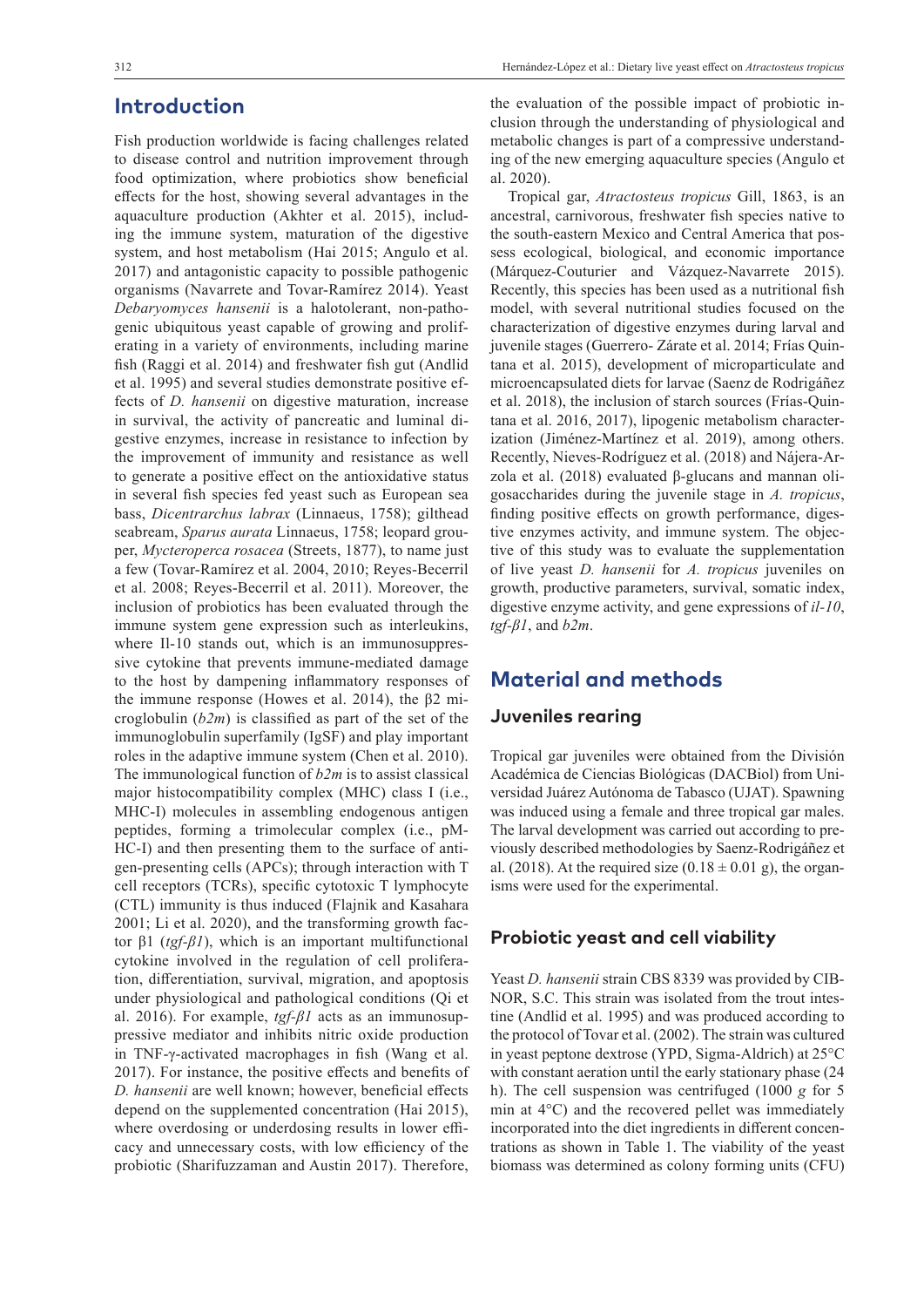## Introduction

Fish production worldwide is facing challenges related to disease control and nutrition improvement through food optimization, where probiotics show beneficial effects for the host, showing several advantages in the aquaculture production (Akhter et al. 2015), including the immune system, maturation of the digestive system, and host metabolism (Hai 2015; Angulo et al. 2017) and antagonistic capacity to possible pathogenic organisms (Navarrete and Tovar-Ramírez 2014). Yeast *Debaryomyces hansenii* is a halotolerant, non-pathogenic ubiquitous yeast capable of growing and proliferating in a variety of environments, including marine fish (Raggi et al. 2014) and freshwater fish gut (Andlid et al. 1995) and several studies demonstrate positive effects of *D. hansenii* on digestive maturation, increase in survival, the activity of pancreatic and luminal digestive enzymes, increase in resistance to infection by the improvement of immunity and resistance as well to generate a positive effect on the antioxidative status in several fish species fed yeast such as European sea bass, *Dicentrarchus labrax* (Linnaeus, 1758); gilthead seabream, *Sparus aurata* Linnaeus, 1758; leopard grouper, *Mycteroperca rosacea* (Streets, 1877), to name just a few (Tovar-Ramírez et al. 2004, 2010; Reyes-Becerril et al. 2008; Reyes-Becerril et al. 2011). Moreover, the inclusion of probiotics has been evaluated through the immune system gene expression such as interleukins, where Il-10 stands out, which is an immunosuppressive cytokine that prevents immune-mediated damage to the host by dampening inflammatory responses of the immune response (Howes et al. 2014), the β2 microglobulin (*b2m*) is classified as part of the set of the immunoglobulin superfamily (IgSF) and play important roles in the adaptive immune system (Chen et al. 2010). The immunological function of *b2m* is to assist classical major histocompatibility complex (MHC) class I (i.e., MHC-I) molecules in assembling endogenous antigen peptides, forming a trimolecular complex (i.e., pMHC-I) and then presenting them to the surface of antigen-presenting cells (APCs); through interaction with T cell receptors (TCRs), specific cytotoxic T lymphocyte (CTL) immunity is thus induced (Flajnik and Kasahara 2001; Li et al. 2020), and the transforming growth factor β1 (*tgf-β1*), which is an important multifunctional cytokine involved in the regulation of cell proliferation, differentiation, survival, migration, and apoptosis under physiological and pathological conditions (Qi et al. 2016). For example, *tgf-β1* acts as an immunosuppressive mediator and inhibits nitric oxide production in TNF-γ-activated macrophages in fish (Wang et al. 2017). For instance, the positive effects and benefits of *D. hansenii* are well known; however, beneficial effects depend on the supplemented concentration (Hai 2015), where overdosing or underdosing results in lower efficacy and unnecessary costs, with low efficiency of the probiotic (Sharifuzzaman and Austin 2017). Therefore, the evaluation of the possible impact of probiotic inclusion through the understanding of physiological and metabolic changes is part of a compressive understanding of the new emerging aquaculture species (Angulo et al. 2020).

Tropical gar, *Atractosteus tropicus* Gill, 1863, is an ancestral, carnivorous, freshwater fish species native to the south-eastern Mexico and Central America that possess ecological, biological, and economic importance (Márquez-Couturier and Vázquez-Navarrete 2015). Recently, this species has been used as a nutritional fish model, with several nutritional studies focused on the characterization of digestive enzymes during larval and juvenile stages (Guerrero- Zárate et al. 2014; Frías Quintana et al. 2015), development of microparticulate and microencapsulated diets for larvae (Saenz de Rodrigáñez et al. 2018), the inclusion of starch sources (Frías-Quintana et al. 2016, 2017), lipogenic metabolism characterization (Jiménez-Martínez et al. 2019), among others. Recently, Nieves-Rodríguez et al. (2018) and Nájera-Arzola et al. (2018) evaluated β-glucans and mannan oligosaccharides during the juvenile stage in *A. tropicus*, finding positive effects on growth performance, digestive enzymes activity, and immune system. The objective of this study was to evaluate the supplementation of live yeast *D. hansenii* for *A. tropicus* juveniles on growth, productive parameters, survival, somatic index, digestive enzyme activity, and gene expressions of *il-10*, *tgf-β1*, and *b2m*.

## Material and methods

### Juveniles rearing

Tropical gar juveniles were obtained from the División Académica de Ciencias Biológicas (DACBiol) from Universidad Juárez Autónoma de Tabasco (UJAT). Spawning was induced using a female and three tropical gar males. The larval development was carried out according to previously described methodologies by Saenz-Rodrigáñez et al. (2018). At the required size (0.18 ± 0.01 g), the organisms were used for the experimental.

### Probiotic yeast and cell viability

Yeast *D. hansenii* strain CBS 8339 was provided by CIBNOR, S.C. This strain was isolated from the trout intestine (Andlid et al. 1995) and was produced according to the protocol of Tovar et al. (2002). The strain was cultured in yeast peptone dextrose (YPD, Sigma-Aldrich) at 25°C with constant aeration until the early stationary phase (24 h). The cell suspension was centrifuged (1000 *g* for 5 min at 4°C) and the recovered pellet was immediately incorporated into the diet ingredients in different concentrations as shown in Table 1. The viability of the yeast biomass was determined as colony forming units (CFU)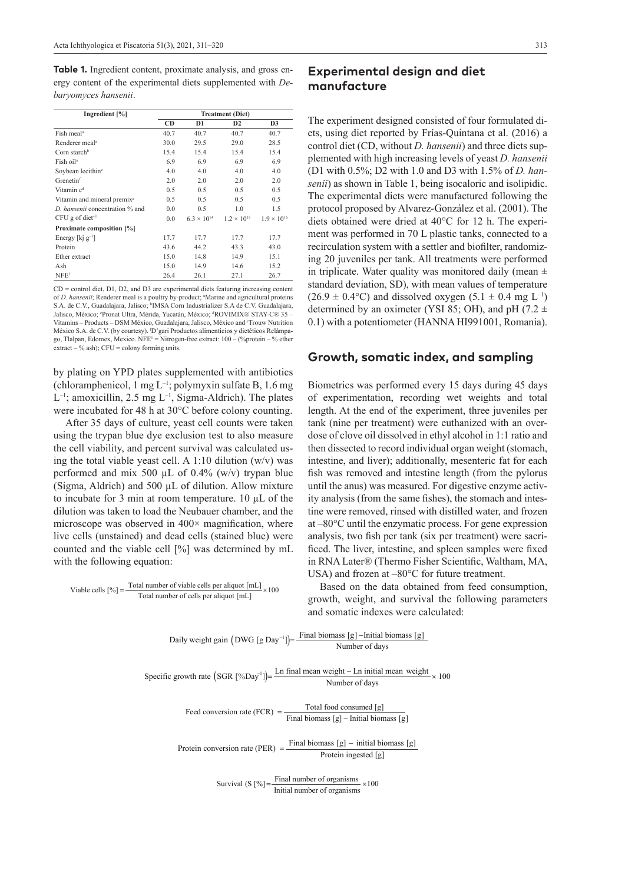**Table 1.** Ingredient content, proximate analysis, and gross energy content of the experimental diets supplemented with *Debaryomyces hansenii*.

| Ingredient [%] | Treatment (Diet) | | | |
|---|---|---|---|---|
| | CD | D1 | D2 | D3 |
| Fish meal[a] | 40.7 | 40.7 | 40.7 | 40.7 |
| Renderer meal[a] | 30.0 | 29.5 | 29.0 | 28.5 |
| Corn starch[b] | 15.4 | 15.4 | 15.4 | 15.4 |
| Fish oil[a] | 6.9 | 6.9 | 6.9 | 6.9 |
| Soybean lecithin[c] | 4.0 | 4.0 | 4.0 | 4.0 |
| Grenetin[f] | 2.0 | 2.0 | 2.0 | 2.0 |
| Vitamin c[d] | 0.5 | 0.5 | 0.5 | 0.5 |
| Vitamin and mineral premix[e] | 0.5 | 0.5 | 0.5 | 0.5 |
| *D. hansenii* concentration % and | 0.0 | 0.5 | 1.0 | 1.5 |
| CFU g of diet$^{-1}$ | 0.0 | $6.3 \times 10^{14}$ | $1.2 \times 10^{15}$ | $1.9 \times 10^{16}$ |
| **Proximate composition [%]** | | | | |
| Energy [kj g$^{-1}$] | 17.7 | 17.7 | 17.7 | 17.7 |
| Protein | 43.6 | 44.2 | 43.3 | 43.0 |
| Ether extract | 15.0 | 14.8 | 14.9 | 15.1 |
| Ash | 15.0 | 14.9 | 14.6 | 15.2 |
| NFE[1] | 26.4 | 26.1 | 27.1 | 26.7 |

CD = control diet, D1, D2, and D3 are experimental diets featuring increasing content of *D. hansenii*; Renderer meal is a poultry by-product; [a]Marine and agricultural proteins S.A. de C.V., Guadalajara, Jalisco; [b]IMSA Corn Industrializer S.A de C.V. Guadalajara, Jalisco, México; [c]Pronat Ultra, Mérida, Yucatán, México; [d]ROVIMIX® STAY-C® 35 – Vitamins – Products – DSM México, Guadalajara, Jalisco, México and [e]Trouw Nutrition México S.A. de C.V. (by courtesy). [f]D'gari Productos alimenticios y dietéticos Relámpago, Tlalpan, Edomex, Mexico. NFE[1] = Nitrogen-free extract: 100 – (%protein – % ether extract – % ash); CFU = colony forming units.

by plating on YPD plates supplemented with antibiotics (chloramphenicol, 1 mg L$^{-1}$; polymyxin sulfate B, 1.6 mg L$^{-1}$; amoxicillin, 2.5 mg L$^{-1}$, Sigma-Aldrich). The plates were incubated for 48 h at 30°C before colony counting.

After 35 days of culture, yeast cell counts were taken using the trypan blue dye exclusion test to also measure the cell viability, and percent survival was calculated using the total viable yeast cell. A 1:10 dilution (w/v) was performed and mix 500 µL of 0.4% (w/v) trypan blue (Sigma, Aldrich) and 500 µL of dilution. Allow mixture to incubate for 3 min at room temperature. 10 µL of the dilution was taken to load the Neubauer chamber, and the microscope was observed in 400× magnification, where live cells (unstained) and dead cells (stained blue) were counted and the viable cell [%] was determined by mL with the following equation:

$$\text{Viable cells [\%]} = \frac{\text{Total number of viable cells per aliquot [mL]}}{\text{Total number of cells per aliquot [mL]}} \times 100$$

## Experimental design and diet manufacture

The experiment designed consisted of four formulated diets, using diet reported by Frías-Quintana et al. (2016) a control diet (CD, without *D. hansenii*) and three diets supplemented with high increasing levels of yeast *D. hansenii* (D1 with 0.5%; D2 with 1.0 and D3 with 1.5% of *D. hansenii*) as shown in Table 1, being isocaloric and isolipidic. The experimental diets were manufactured following the protocol proposed by Alvarez-González et al. (2001). The diets obtained were dried at 40°C for 12 h. The experiment was performed in 70 L plastic tanks, connected to a recirculation system with a settler and biofilter, randomizing 20 juveniles per tank. All treatments were performed in triplicate. Water quality was monitored daily (mean ± standard deviation, SD), with mean values of temperature (26.9 ± 0.4°C) and dissolved oxygen (5.1 ± 0.4 mg L$^{-1}$) determined by an oximeter (YSI 85; OH), and pH (7.2 ± 0.1) with a potentiometer (HANNA HI991001, Romania).

## Growth, somatic index, and sampling

Biometrics was performed every 15 days during 45 days of experimentation, recording wet weights and total length. At the end of the experiment, three juveniles per tank (nine per treatment) were euthanized with an overdose of clove oil dissolved in ethyl alcohol in 1:1 ratio and then dissected to record individual organ weight (stomach, intestine, and liver); additionally, mesenteric fat for each fish was removed and intestine length (from the pylorus until the anus) was measured. For digestive enzyme activity analysis (from the same fishes), the stomach and intestine were removed, rinsed with distilled water, and frozen at –80°C until the enzymatic process. For gene expression analysis, two fish per tank (six per treatment) were sacrificed. The liver, intestine, and spleen samples were fixed in RNA Later® (Thermo Fisher Scientific, Waltham, MA, USA) and frozen at –80°C for future treatment.

Based on the data obtained from feed consumption, growth, weight, and survival the following parameters and somatic indexes were calculated:

$$\text{Daily weight gain } \left(\text{DWG [g Day}^{-1}]\right) = \frac{\text{Final biomass [g]} - \text{Initial biomass [g]}}{\text{Number of days}}$$

$$\text{Specific growth rate } \left(\text{SGR [\%Day}^{-1}]\right) = \frac{\text{Ln final mean weight} - \text{Ln initial mean weight}}{\text{Number of days}} \times 100$$

$$\text{Feed conversion rate (FCR)} = \frac{\text{Total food consumed [g]}}{\text{Final biomass [g]} - \text{Initial biomass [g]}}$$

$$\text{Protein conversion rate (PER)} = \frac{\text{Final biomass [g]} - \text{initial biomass [g]}}{\text{Protein ingested [g]}}$$

$$\text{Survival (S [\%])} = \frac{\text{Final number of organisms}}{\text{Initial number of organisms}} \times 100$$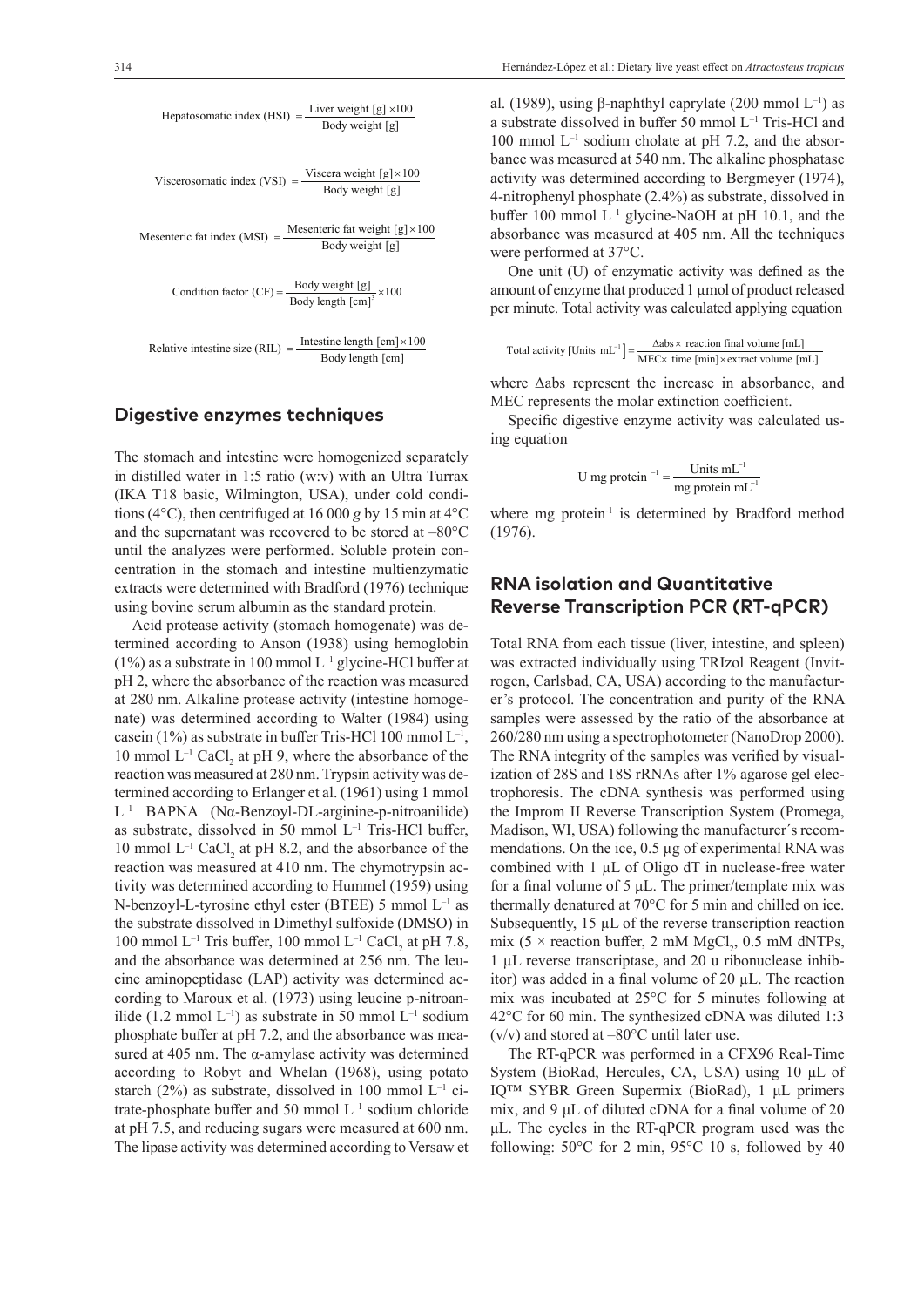$$\text{Hepatosomatic index (HSI)} = \frac{\text{Liver weight [g]} \times 100}{\text{Body weight [g]}}$$

$$\text{Viscerosomatic index (VSI)} = \frac{\text{Viscera weight [g]} \times 100}{\text{Body weight [g]}}$$

$$\text{Mesenteric fat index (MSI)} = \frac{\text{Mesenteric fat weight [g]} \times 100}{\text{Body weight [g]}}$$

$$\text{Condition factor (CF)} = \frac{\text{Body weight [g]}}{\text{Body length [cm]}^3} \times 100$$

$$\text{Relative intestine size (RIL)} = \frac{\text{Intestine length [cm]} \times 100}{\text{Body length [cm]}}$$

## Digestive enzymes techniques

The stomach and intestine were homogenized separately in distilled water in 1:5 ratio (w:v) with an Ultra Turrax (IKA T18 basic, Wilmington, USA), under cold conditions (4°C), then centrifuged at 16 000 *g* by 15 min at 4°C and the supernatant was recovered to be stored at –80°C until the analyzes were performed. Soluble protein concentration in the stomach and intestine multienzymatic extracts were determined with Bradford (1976) technique using bovine serum albumin as the standard protein.

Acid protease activity (stomach homogenate) was determined according to Anson (1938) using hemoglobin (1%) as a substrate in 100 mmol $L^{-1}$ glycine-HCl buffer at pH 2, where the absorbance of the reaction was measured at 280 nm. Alkaline protease activity (intestine homogenate) was determined according to Walter (1984) using casein (1%) as substrate in buffer Tris-HCl 100 mmol $L^{-1}$, 10 mmol $L^{-1}$ $CaCl_2$ at pH 9, where the absorbance of the reaction was measured at 280 nm. Trypsin activity was determined according to Erlanger et al. (1961) using 1 mmol $L^{-1}$ BAPNA (Nα-Benzoyl-DL-arginine-p-nitroanilide) as substrate, dissolved in 50 mmol $L^{-1}$ Tris-HCl buffer, 10 mmol $L^{-1}$ $CaCl_2$ at pH 8.2, and the absorbance of the reaction was measured at 410 nm. The chymotrypsin activity was determined according to Hummel (1959) using N-benzoyl-L-tyrosine ethyl ester (BTEE) 5 mmol $L^{-1}$ as the substrate dissolved in Dimethyl sulfoxide (DMSO) in 100 mmol $L^{-1}$ Tris buffer, 100 mmol $L^{-1}$ $CaCl_2$ at pH 7.8, and the absorbance was determined at 256 nm. The leucine aminopeptidase (LAP) activity was determined according to Maroux et al. (1973) using leucine p-nitroanilide (1.2 mmol $L^{-1}$) as substrate in 50 mmol $L^{-1}$ sodium phosphate buffer at pH 7.2, and the absorbance was measured at 405 nm. The α-amylase activity was determined according to Robyt and Whelan (1968), using potato starch (2%) as substrate, dissolved in 100 mmol $L^{-1}$ citrate-phosphate buffer and 50 mmol $L^{-1}$ sodium chloride at pH 7.5, and reducing sugars were measured at 600 nm. The lipase activity was determined according to Versaw et al. (1989), using β-naphthyl caprylate (200 mmol $L^{-1}$) as a substrate dissolved in buffer 50 mmol $L^{-1}$ Tris-HCl and 100 mmol $L^{-1}$ sodium cholate at pH 7.2, and the absorbance was measured at 540 nm. The alkaline phosphatase activity was determined according to Bergmeyer (1974), 4-nitrophenyl phosphate (2.4%) as substrate, dissolved in buffer 100 mmol $L^{-1}$ glycine-NaOH at pH 10.1, and the absorbance was measured at 405 nm. All the techniques were performed at 37°C.

One unit (U) of enzymatic activity was defined as the amount of enzyme that produced 1 µmol of product released per minute. Total activity was calculated applying equation

$$\text{Total activity [Units mL}^{-1}\text{]} = \frac{\Delta\text{abs} \times \text{reaction final volume [mL]}}{\text{MEC} \times \text{time [min]} \times \text{extract volume [mL]}}$$

where Δabs represent the increase in absorbance, and MEC represents the molar extinction coefficient.

Specific digestive enzyme activity was calculated using equation

$$\text{U mg protein}^{-1} = \frac{\text{Units mL}^{-1}}{\text{mg protein mL}^{-1}}$$

where mg protein$^{-1}$ is determined by Bradford method (1976).

## RNA isolation and Quantitative Reverse Transcription PCR (RT-qPCR)

Total RNA from each tissue (liver, intestine, and spleen) was extracted individually using TRIzol Reagent (Invitrogen, Carlsbad, CA, USA) according to the manufacturer's protocol. The concentration and purity of the RNA samples were assessed by the ratio of the absorbance at 260/280 nm using a spectrophotometer (NanoDrop 2000). The RNA integrity of the samples was verified by visualization of 28S and 18S rRNAs after 1% agarose gel electrophoresis. The cDNA synthesis was performed using the Improm II Reverse Transcription System (Promega, Madison, WI, USA) following the manufacturer´s recommendations. On the ice, 0.5 µg of experimental RNA was combined with 1 µL of Oligo dT in nuclease-free water for a final volume of 5 µL. The primer/template mix was thermally denatured at 70°C for 5 min and chilled on ice. Subsequently, 15 µL of the reverse transcription reaction mix (5 × reaction buffer, 2 mM $MgCl_2$, 0.5 mM dNTPs, 1 µL reverse transcriptase, and 20 u ribonuclease inhibitor) was added in a final volume of 20 µL. The reaction mix was incubated at 25°C for 5 minutes following at 42°C for 60 min. The synthesized cDNA was diluted 1:3 (v/v) and stored at –80°C until later use.

The RT-qPCR was performed in a CFX96 Real-Time System (BioRad, Hercules, CA, USA) using 10 µL of IQ™ SYBR Green Supermix (BioRad), 1 µL primers mix, and 9 µL of diluted cDNA for a final volume of 20 µL. The cycles in the RT-qPCR program used was the following: 50°C for 2 min, 95°C 10 s, followed by 40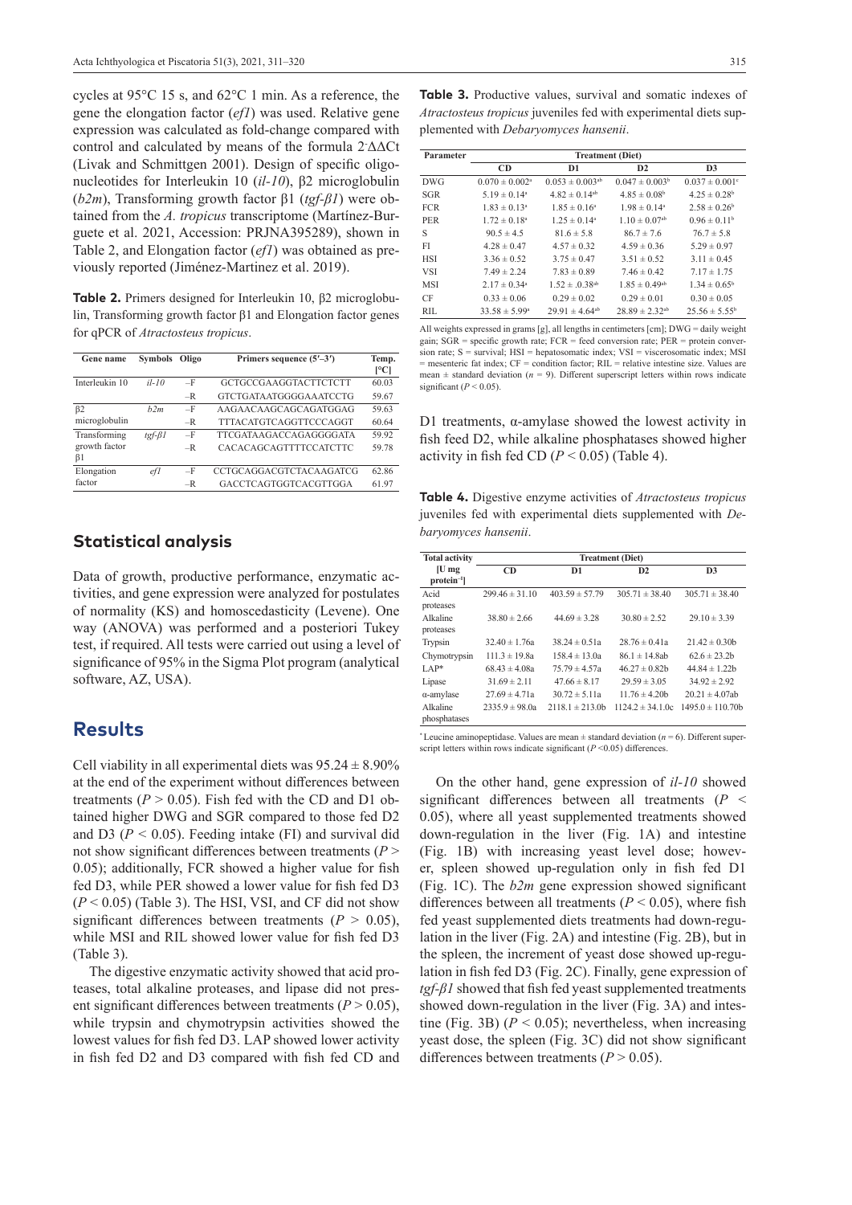cycles at 95°C 15 s, and 62°C 1 min. As a reference, the gene the elongation factor (*ef1*) was used. Relative gene expression was calculated as fold-change compared with control and calculated by means of the formula $2^{-\Delta\Delta Ct}$ (Livak and Schmittgen 2001). Design of specific oligonucleotides for Interleukin 10 (*il-10*), β2 microglobulin (*b2m*), Transforming growth factor β1 (*tgf-β1*) were obtained from the *A. tropicus* transcriptome (Martínez-Burguete et al. 2021, Accession: PRJNA395289), shown in Table 2, and Elongation factor (*ef1*) was obtained as previously reported (Jiménez-Martinez et al. 2019).

**Table 2.** Primers designed for Interleukin 10, β2 microglobulin, Transforming growth factor β1 and Elongation factor genes for qPCR of *Atractosteus tropicus*.

| Gene name | Symbols | Oligo | Primers sequence (5′–3′) | Temp. [°C] |
|---|---|---|---|---|
| Interleukin 10 | *il-10* | –F | GCTGCCGAAGGTACTTCTCTT | 60.03 |
| | | –R | GTCTGATAATGGGGAAATCCTG | 59.67 |
| β2 microglobulin | *b2m* | –F | AAGAACAAGCAGCAGATGGAG | 59.63 |
| | | –R | TTTACATGTCAGGTTCCCAGGT | 60.64 |
| Transforming growth factor β1 | *tgf-β1* | –F | TTCGATAAGACCAGAGGGGATA | 59.92 |
| | | –R | CACACAGCAGTTTTCCATCTTC | 59.78 |
| Elongation factor | *ef1* | –F | CCTGCAGGACGTCTACAAGATCG | 62.86 |
| | | –R | GACCTCAGTGGTCACGTTGGA | 61.97 |

## Statistical analysis

Data of growth, productive performance, enzymatic activities, and gene expression were analyzed for postulates of normality (KS) and homoscedasticity (Levene). One way (ANOVA) was performed and a posteriori Tukey test, if required. All tests were carried out using a level of significance of 95% in the Sigma Plot program (analytical software, AZ, USA).

# Results

Cell viability in all experimental diets was 95.24 ± 8.90% at the end of the experiment without differences between treatments ($P > 0.05$). Fish fed with the CD and D1 obtained higher DWG and SGR compared to those fed D2 and D3 ($P < 0.05$). Feeding intake (FI) and survival did not show significant differences between treatments ($P > 0.05$); additionally, FCR showed a higher value for fish fed D3, while PER showed a lower value for fish fed D3 ($P < 0.05$) (Table 3). The HSI, VSI, and CF did not show significant differences between treatments ($P > 0.05$), while MSI and RIL showed lower value for fish fed D3 (Table 3).

The digestive enzymatic activity showed that acid proteases, total alkaline proteases, and lipase did not present significant differences between treatments ($P > 0.05$), while trypsin and chymotrypsin activities showed the lowest values for fish fed D3. LAP showed lower activity in fish fed D2 and D3 compared with fish fed CD and D1 treatments, α-amylase showed the lowest activity in fish feed D2, while alkaline phosphatases showed higher activity in fish fed CD ($P < 0.05$) (Table 4).

**Table 3.** Productive values, survival and somatic indexes of *Atractosteus tropicus* juveniles fed with experimental diets supplemented with *Debaryomyces hansenii*.

| Parameter | Treatment (Diet) | | | |
|---|---|---|---|---|
| | CD | D1 | D2 | D3 |
| DWG | $0.070 \pm 0.002^{a}$ | $0.053 \pm 0.003^{ab}$ | $0.047 \pm 0.003^{b}$ | $0.037 \pm 0.001^{c}$ |
| SGR | $5.19 \pm 0.14^{a}$ | $4.82 \pm 0.14^{ab}$ | $4.85 \pm 0.08^{b}$ | $4.25 \pm 0.28^{b}$ |
| FCR | $1.83 \pm 0.13^{a}$ | $1.85 \pm 0.16^{a}$ | $1.98 \pm 0.14^{a}$ | $2.58 \pm 0.26^{b}$ |
| PER | $1.72 \pm 0.18^{a}$ | $1.25 \pm 0.14^{a}$ | $1.10 \pm 0.07^{ab}$ | $0.96 \pm 0.11^{b}$ |
| S | 90.5 ± 4.5 | 81.6 ± 5.8 | 86.7 ± 7.6 | 76.7 ± 5.8 |
| FI | 4.28 ± 0.47 | 4.57 ± 0.32 | 4.59 ± 0.36 | 5.29 ± 0.97 |
| HSI | 3.36 ± 0.52 | 3.75 ± 0.47 | 3.51 ± 0.52 | 3.11 ± 0.45 |
| VSI | 7.49 ± 2.24 | 7.83 ± 0.89 | 7.46 ± 0.42 | 7.17 ± 1.75 |
| MSI | $2.17 \pm 0.34^{a}$ | $1.52 \pm .0.38^{ab}$ | $1.85 \pm 0.49^{ab}$ | $1.34 \pm 0.65^{b}$ |
| CF | 0.33 ± 0.06 | 0.29 ± 0.02 | 0.29 ± 0.01 | 0.30 ± 0.05 |
| RIL | $33.58 \pm 5.99^{a}$ | $29.91 \pm 4.64^{ab}$ | $28.89 \pm 2.32^{ab}$ | $25.56 \pm 5.55^{b}$ |

All weights expressed in grams [g], all lengths in centimeters [cm]; DWG = daily weight gain; SGR = specific growth rate; FCR = feed conversion rate; PER = protein conversion rate; S = survival; HSI = hepatosomatic index; VSI = viscerosomatic index; MSI = mesenteric fat index; CF = condition factor; RIL = relative intestine size. Values are mean ± standard deviation ($n$ = 9). Different superscript letters within rows indicate significant ($P < 0.05$).

**Table 4.** Digestive enzyme activities of *Atractosteus tropicus* juveniles fed with experimental diets supplemented with *Debaryomyces hansenii*.

| Total activity [U mg protein⁻¹] | Treatment (Diet) | | | |
|---|---|---|---|---|
| | CD | D1 | D2 | D3 |
| Acid proteases | 299.46 ± 31.10 | 403.59 ± 57.79 | 305.71 ± 38.40 | 305.71 ± 38.40 |
| Alkaline proteases | 38.80 ± 2.66 | 44.69 ± 3.28 | 30.80 ± 2.52 | 29.10 ± 3.39 |
| Trypsin | 32.40 ± 1.76a | 38.24 ± 0.51a | 28.76 ± 0.41a | 21.42 ± 0.30b |
| Chymotrypsin | 111.3 ± 19.8a | 158.4 ± 13.0a | 86.1 ± 14.8ab | 62.6 ± 23.2b |
| LAP* | 68.43 ± 4.08a | 75.79 ± 4.57a | 46.27 ± 0.82b | 44.84 ± 1.22b |
| Lipase | 31.69 ± 2.11 | 47.66 ± 8.17 | 29.59 ± 3.05 | 34.92 ± 2.92 |
| α-amylase | 27.69 ± 4.71a | 30.72 ± 5.11a | 11.76 ± 4.20b | 20.21 ± 4.07ab |
| Alkaline phosphatases | 2335.9 ± 98.0a | 2118.1 ± 213.0b | 1124.2 ± 34.1.0c | 1495.0 ± 110.70b |

* Leucine aminopeptidase. Values are mean ± standard deviation ($n$ = 6). Different superscript letters within rows indicate significant ($P$ <0.05) differences.

On the other hand, gene expression of *il-10* showed significant differences between all treatments ($P < 0.05$), where all yeast supplemented treatments showed down-regulation in the liver (Fig. 1A) and intestine (Fig. 1B) with increasing yeast level dose; however, spleen showed up-regulation only in fish fed D1 (Fig. 1C). The *b2m* gene expression showed significant differences between all treatments ($P < 0.05$), where fish fed yeast supplemented diets treatments had down-regulation in the liver (Fig. 2A) and intestine (Fig. 2B), but in the spleen, the increment of yeast dose showed up-regulation in fish fed D3 (Fig. 2C). Finally, gene expression of *tgf-β1* showed that fish fed yeast supplemented treatments showed down-regulation in the liver (Fig. 3A) and intestine (Fig. 3B) ($P < 0.05$); nevertheless, when increasing yeast dose, the spleen (Fig. 3C) did not show significant differences between treatments ($P > 0.05$).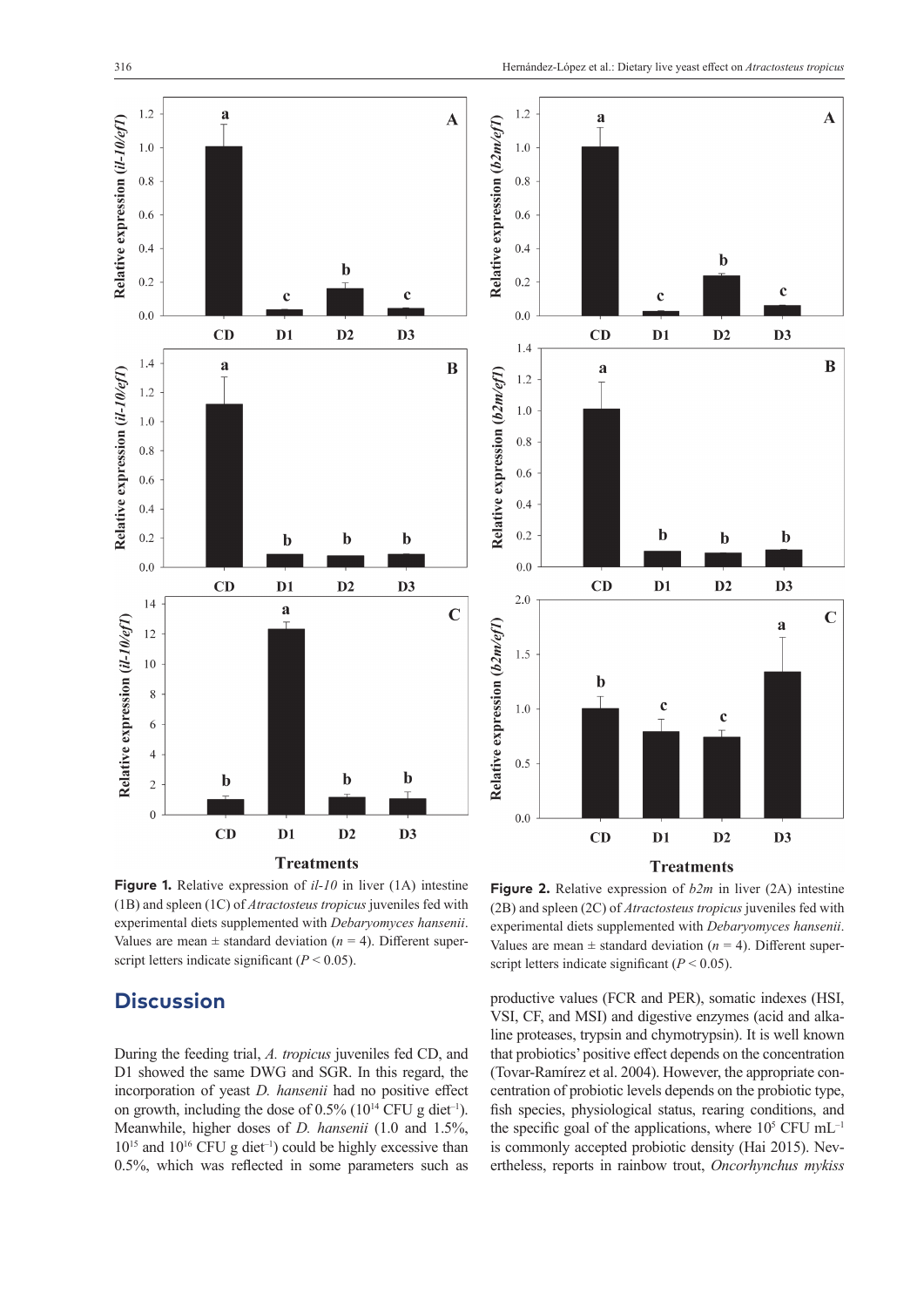**Figure 1.** Relative expression of *il-10* in liver (1A) intestine (1B) and spleen (1C) of *Atractosteus tropicus* juveniles fed with experimental diets supplemented with *Debaryomyces hansenii*. Values are mean ± standard deviation ($n$ = 4). Different superscript letters indicate significant ($P < 0.05$).

**Figure 2.** Relative expression of *b2m* in liver (2A) intestine (2B) and spleen (2C) of *Atractosteus tropicus* juveniles fed with experimental diets supplemented with *Debaryomyces hansenii*. Values are mean ± standard deviation ($n$ = 4). Different superscript letters indicate significant ($P < 0.05$).

## Discussion

During the feeding trial, *A. tropicus* juveniles fed CD, and D1 showed the same DWG and SGR. In this regard, the incorporation of yeast *D. hansenii* had no positive effect on growth, including the dose of 0.5% ($10^{14}$ CFU g diet$^{-1}$). Meanwhile, higher doses of *D. hansenii* (1.0 and 1.5%, $10^{15}$ and $10^{16}$ CFU g diet$^{-1}$) could be highly excessive than 0.5%, which was reflected in some parameters such as productive values (FCR and PER), somatic indexes (HSI, VSI, CF, and MSI) and digestive enzymes (acid and alkaline proteases, trypsin and chymotrypsin). It is well known that probiotics' positive effect depends on the concentration (Tovar-Ramírez et al. 2004). However, the appropriate concentration of probiotic levels depends on the probiotic type, fish species, physiological status, rearing conditions, and the specific goal of the applications, where $10^5$ CFU mL$^{-1}$ is commonly accepted probiotic density (Hai 2015). Nevertheless, reports in rainbow trout, *Oncorhynchus mykiss*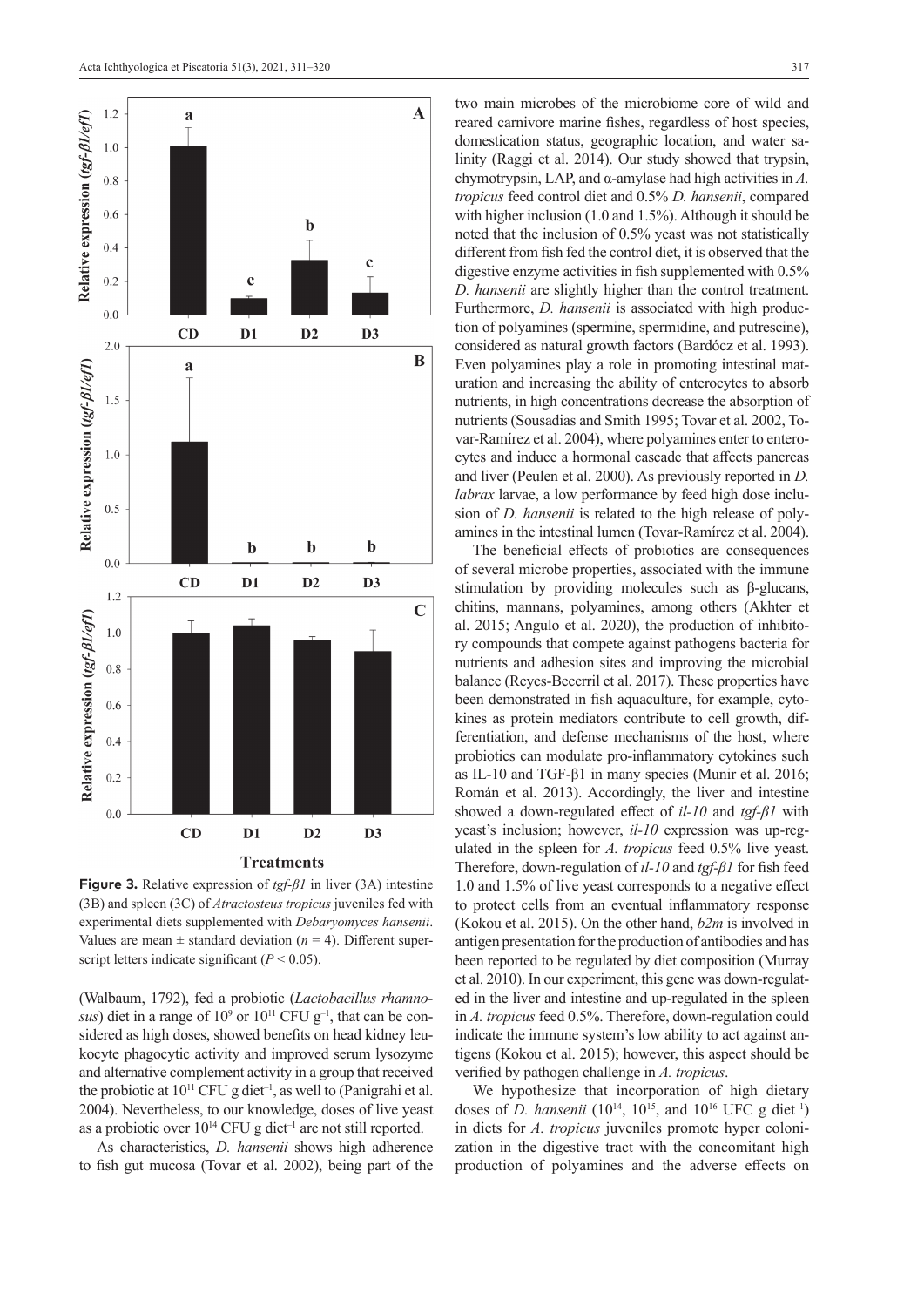**Figure 3.** Relative expression of *tgf-β1* in liver (3A) intestine (3B) and spleen (3C) of *Atractosteus tropicus* juveniles fed with experimental diets supplemented with *Debaryomyces hansenii*. Values are mean ± standard deviation ($n$ = 4). Different superscript letters indicate significant ($P < 0.05$).

(Walbaum, 1792), fed a probiotic (*Lactobacillus rhamnosus*) diet in a range of $10^9$ or $10^{11}$ CFU $g^{-1}$, that can be considered as high doses, showed benefits on head kidney leukocyte phagocytic activity and improved serum lysozyme and alternative complement activity in a group that received the probiotic at $10^{11}$ CFU g $diet^{-1}$, as well to (Panigrahi et al. 2004). Nevertheless, to our knowledge, doses of live yeast as a probiotic over $10^{14}$ CFU g $diet^{-1}$ are not still reported.

As characteristics, *D. hansenii* shows high adherence to fish gut mucosa (Tovar et al. 2002), being part of the two main microbes of the microbiome core of wild and reared carnivore marine fishes, regardless of host species, domestication status, geographic location, and water salinity (Raggi et al. 2014). Our study showed that trypsin, chymotrypsin, LAP, and α-amylase had high activities in *A. tropicus* feed control diet and 0.5% *D. hansenii*, compared with higher inclusion (1.0 and 1.5%). Although it should be noted that the inclusion of 0.5% yeast was not statistically different from fish fed the control diet, it is observed that the digestive enzyme activities in fish supplemented with 0.5% *D. hansenii* are slightly higher than the control treatment. Furthermore, *D. hansenii* is associated with high production of polyamines (spermine, spermidine, and putrescine), considered as natural growth factors (Bardócz et al. 1993). Even polyamines play a role in promoting intestinal maturation and increasing the ability of enterocytes to absorb nutrients, in high concentrations decrease the absorption of nutrients (Sousadias and Smith 1995; Tovar et al. 2002, Tovar-Ramírez et al. 2004), where polyamines enter to enterocytes and induce a hormonal cascade that affects pancreas and liver (Peulen et al. 2000). As previously reported in *D. labrax* larvae, a low performance by feed high dose inclusion of *D. hansenii* is related to the high release of polyamines in the intestinal lumen (Tovar-Ramírez et al. 2004).

The beneficial effects of probiotics are consequences of several microbe properties, associated with the immune stimulation by providing molecules such as β-glucans, chitins, mannans, polyamines, among others (Akhter et al. 2015; Angulo et al. 2020), the production of inhibitory compounds that compete against pathogens bacteria for nutrients and adhesion sites and improving the microbial balance (Reyes-Becerril et al. 2017). These properties have been demonstrated in fish aquaculture, for example, cytokines as protein mediators contribute to cell growth, differentiation, and defense mechanisms of the host, where probiotics can modulate pro-inflammatory cytokines such as IL-10 and TGF-β1 in many species (Munir et al. 2016; Román et al. 2013). Accordingly, the liver and intestine showed a down-regulated effect of *il-10* and *tgf-β1* with yeast's inclusion; however, *il-10* expression was up-regulated in the spleen for *A. tropicus* feed 0.5% live yeast. Therefore, down-regulation of *il-10* and *tgf-β1* for fish feed 1.0 and 1.5% of live yeast corresponds to a negative effect to protect cells from an eventual inflammatory response (Kokou et al. 2015). On the other hand, *b2m* is involved in antigen presentation for the production of antibodies and has been reported to be regulated by diet composition (Murray et al. 2010). In our experiment, this gene was down-regulated in the liver and intestine and up-regulated in the spleen in *A. tropicus* feed 0.5%. Therefore, down-regulation could indicate the immune system's low ability to act against antigens (Kokou et al. 2015); however, this aspect should be verified by pathogen challenge in *A. tropicus*.

We hypothesize that incorporation of high dietary doses of *D. hansenii* ($10^{14}$, $10^{15}$, and $10^{16}$ UFC g $diet^{-1}$) in diets for *A. tropicus* juveniles promote hyper colonization in the digestive tract with the concomitant high production of polyamines and the adverse effects on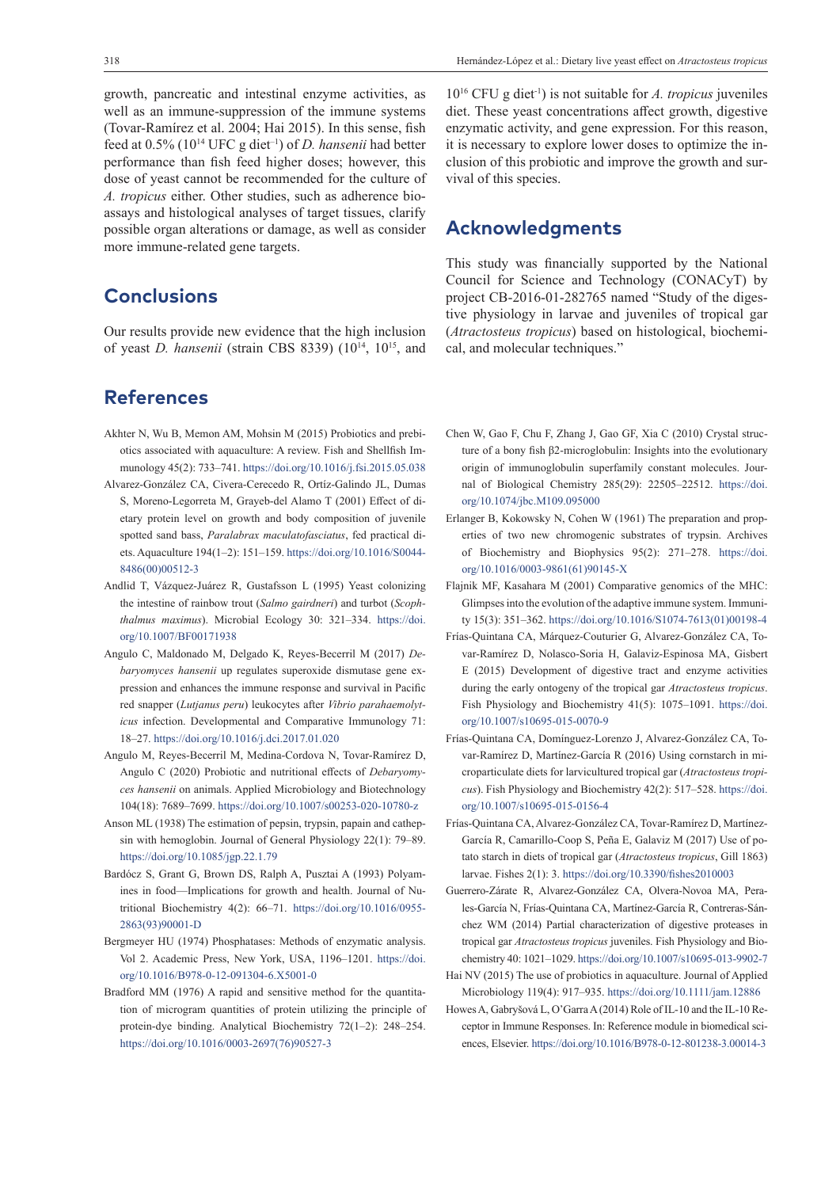growth, pancreatic and intestinal enzyme activities, as well as an immune-suppression of the immune systems (Tovar-Ramírez et al. 2004; Hai 2015). In this sense, fish feed at 0.5% ($10^{14}$ UFC g diet$^{-1}$) of *D. hansenii* had better performance than fish feed higher doses; however, this dose of yeast cannot be recommended for the culture of *A. tropicus* either. Other studies, such as adherence bioassays and histological analyses of target tissues, clarify possible organ alterations or damage, as well as consider more immune-related gene targets.

## Conclusions

Our results provide new evidence that the high inclusion of yeast *D. hansenii* (strain CBS 8339) ($10^{14}$, $10^{15}$, and $10^{16}$ CFU g diet$^{-1}$) is not suitable for *A. tropicus* juveniles diet. These yeast concentrations affect growth, digestive enzymatic activity, and gene expression. For this reason, it is necessary to explore lower doses to optimize the inclusion of this probiotic and improve the growth and survival of this species.

## Acknowledgments

This study was financially supported by the National Council for Science and Technology (CONACyT) by project CB-2016-01-282765 named "Study of the digestive physiology in larvae and juveniles of tropical gar (*Atractosteus tropicus*) based on histological, biochemical, and molecular techniques."

## References

Akhter N, Wu B, Memon AM, Mohsin M (2015) Probiotics and prebiotics associated with aquaculture: A review. Fish and Shellfish Immunology 45(2): 733–741. https://doi.org/10.1016/j.fsi.2015.05.038

Alvarez-González CA, Civera-Cerecedo R, Ortíz-Galindo JL, Dumas S, Moreno-Legorreta M, Grayeb-del Alamo T (2001) Effect of dietary protein level on growth and body composition of juvenile spotted sand bass, *Paralabrax maculatofasciatus*, fed practical diets. Aquaculture 194(1–2): 151–159. https://doi.org/10.1016/S0044-8486(00)00512-3

Andlid T, Vázquez-Juárez R, Gustafsson L (1995) Yeast colonizing the intestine of rainbow trout (*Salmo gairdneri*) and turbot (*Scophthalmus maximus*). Microbial Ecology 30: 321–334. https://doi.org/10.1007/BF00171938

Angulo C, Maldonado M, Delgado K, Reyes-Becerril M (2017) *Debaryomyces hansenii* up regulates superoxide dismutase gene expression and enhances the immune response and survival in Pacific red snapper (*Lutjanus peru*) leukocytes after *Vibrio parahaemolyticus* infection. Developmental and Comparative Immunology 71: 18–27. https://doi.org/10.1016/j.dci.2017.01.020

Angulo M, Reyes-Becerril M, Medina-Cordova N, Tovar-Ramírez D, Angulo C (2020) Probiotic and nutritional effects of *Debaryomyces hansenii* on animals. Applied Microbiology and Biotechnology 104(18): 7689–7699. https://doi.org/10.1007/s00253-020-10780-z

Anson ML (1938) The estimation of pepsin, trypsin, papain and cathepsin with hemoglobin. Journal of General Physiology 22(1): 79–89. https://doi.org/10.1085/jgp.22.1.79

Bardócz S, Grant G, Brown DS, Ralph A, Pusztai A (1993) Polyamines in food—Implications for growth and health. Journal of Nutritional Biochemistry 4(2): 66–71. https://doi.org/10.1016/0955-2863(93)90001-D

Bergmeyer HU (1974) Phosphatases: Methods of enzymatic analysis. Vol 2. Academic Press, New York, USA, 1196–1201. https://doi.org/10.1016/B978-0-12-091304-6.X5001-0

Bradford MM (1976) A rapid and sensitive method for the quantitation of microgram quantities of protein utilizing the principle of protein-dye binding. Analytical Biochemistry 72(1–2): 248–254. https://doi.org/10.1016/0003-2697(76)90527-3

Chen W, Gao F, Chu F, Zhang J, Gao GF, Xia C (2010) Crystal structure of a bony fish β2-microglobulin: Insights into the evolutionary origin of immunoglobulin superfamily constant molecules. Journal of Biological Chemistry 285(29): 22505–22512. https://doi.org/10.1074/jbc.M109.095000

Erlanger B, Kokowsky N, Cohen W (1961) The preparation and properties of two new chromogenic substrates of trypsin. Archives of Biochemistry and Biophysics 95(2): 271–278. https://doi.org/10.1016/0003-9861(61)90145-X

Flajnik MF, Kasahara M (2001) Comparative genomics of the MHC: Glimpses into the evolution of the adaptive immune system. Immunity 15(3): 351–362. https://doi.org/10.1016/S1074-7613(01)00198-4

Frías-Quintana CA, Márquez-Couturier G, Alvarez-González CA, Tovar-Ramírez D, Nolasco-Soria H, Galaviz-Espinosa MA, Gisbert E (2015) Development of digestive tract and enzyme activities during the early ontogeny of the tropical gar *Atractosteus tropicus*. Fish Physiology and Biochemistry 41(5): 1075–1091. https://doi.org/10.1007/s10695-015-0070-9

Frías-Quintana CA, Domínguez-Lorenzo J, Alvarez-González CA, Tovar-Ramírez D, Martínez-García R (2016) Using cornstarch in microparticulate diets for larvicultured tropical gar (*Atractosteus tropicus*). Fish Physiology and Biochemistry 42(2): 517–528. https://doi.org/10.1007/s10695-015-0156-4

Frías-Quintana CA, Alvarez-González CA, Tovar-Ramírez D, Martínez-García R, Camarillo-Coop S, Peña E, Galaviz M (2017) Use of potato starch in diets of tropical gar (*Atractosteus tropicus*, Gill 1863) larvae. Fishes 2(1): 3. https://doi.org/10.3390/fishes2010003

Guerrero-Zárate R, Alvarez-González CA, Olvera-Novoa MA, Perales-García N, Frías-Quintana CA, Martínez-García R, Contreras-Sánchez WM (2014) Partial characterization of digestive proteases in tropical gar *Atractosteus tropicus* juveniles. Fish Physiology and Biochemistry 40: 1021–1029. https://doi.org/10.1007/s10695-013-9902-7

Hai NV (2015) The use of probiotics in aquaculture. Journal of Applied Microbiology 119(4): 917–935. https://doi.org/10.1111/jam.12886

Howes A, Gabryšová L, O'Garra A (2014) Role of IL-10 and the IL-10 Receptor in Immune Responses. In: Reference module in biomedical sciences, Elsevier. https://doi.org/10.1016/B978-0-12-801238-3.00014-3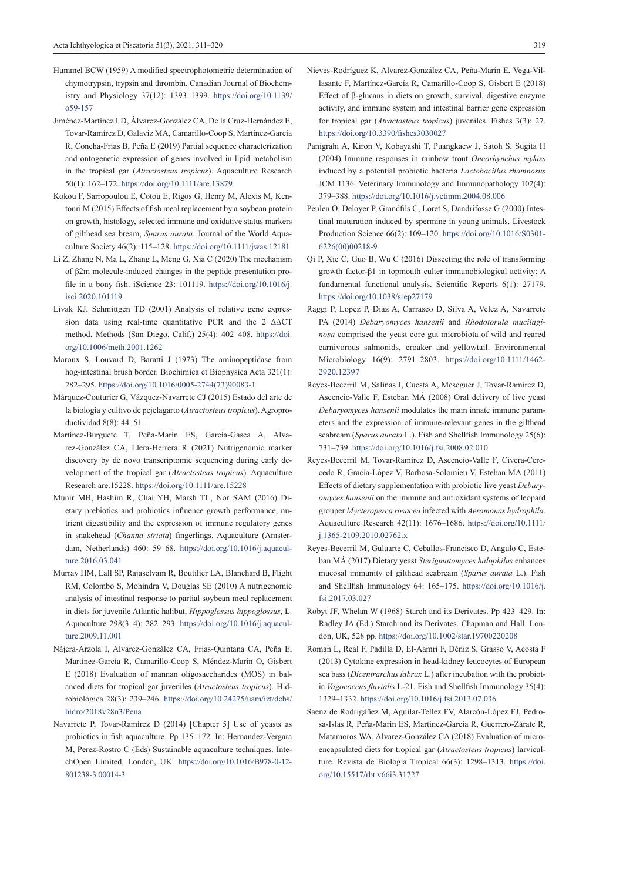Hummel BCW (1959) A modified spectrophotometric determination of chymotrypsin, trypsin and thrombin. Canadian Journal of Biochemistry and Physiology 37(12): 1393–1399. https://doi.org/10.1139/o59-157

Jiménez-Martínez LD, Álvarez-González CA, De la Cruz-Hernández E, Tovar-Ramírez D, Galaviz MA, Camarillo-Coop S, Martínez-García R, Concha-Frías B, Peña E (2019) Partial sequence characterization and ontogenetic expression of genes involved in lipid metabolism in the tropical gar (*Atractosteus tropicus*). Aquaculture Research 50(1): 162–172. https://doi.org/10.1111/are.13879

Kokou F, Sarropoulou E, Cotou E, Rigos G, Henry M, Alexis M, Kentouri M (2015) Effects of fish meal replacement by a soybean protein on growth, histology, selected immune and oxidative status markers of gilthead sea bream, *Sparus aurata*. Journal of the World Aquaculture Society 46(2): 115–128. https://doi.org/10.1111/jwas.12181

Li Z, Zhang N, Ma L, Zhang L, Meng G, Xia C (2020) The mechanism of β2m molecule-induced changes in the peptide presentation profile in a bony fish. iScience 23: 101119. https://doi.org/10.1016/j.isci.2020.101119

Livak KJ, Schmittgen TD (2001) Analysis of relative gene expression data using real-time quantitative PCR and the 2−ΔΔCT method. Methods (San Diego, Calif.) 25(4): 402–408. https://doi.org/10.1006/meth.2001.1262

Maroux S, Louvard D, Baratti J (1973) The aminopeptidase from hog-intestinal brush border. Biochimica et Biophysica Acta 321(1): 282–295. https://doi.org/10.1016/0005-2744(73)90083-1

Márquez-Couturier G, Vázquez-Navarrete CJ (2015) Estado del arte de la biología y cultivo de pejelagarto (*Atractosteus tropicus*). Agroproductividad 8(8): 44–51.

Martínez-Burguete T, Peña-Marín ES, García-Gasca A, Alvarez-González CA, Llera-Herrera R (2021) Nutrigenomic marker discovery by de novo transcriptomic sequencing during early development of the tropical gar (*Atractosteus tropicus*). Aquaculture Research are.15228. https://doi.org/10.1111/are.15228

Munir MB, Hashim R, Chai YH, Marsh TL, Nor SAM (2016) Dietary prebiotics and probiotics influence growth performance, nutrient digestibility and the expression of immune regulatory genes in snakehead (*Channa striata*) fingerlings. Aquaculture (Amsterdam, Netherlands) 460: 59–68. https://doi.org/10.1016/j.aquaculture.2016.03.041

Murray HM, Lall SP, Rajaselvam R, Boutilier LA, Blanchard B, Flight RM, Colombo S, Mohindra V, Douglas SE (2010) A nutrigenomic analysis of intestinal response to partial soybean meal replacement in diets for juvenile Atlantic halibut, *Hippoglossus hippoglossus*, L. Aquaculture 298(3–4): 282–293. https://doi.org/10.1016/j.aquaculture.2009.11.001

Nájera-Arzola I, Alvarez-González CA, Frías-Quintana CA, Peña E, Martínez-García R, Camarillo-Coop S, Méndez-Marín O, Gisbert E (2018) Evaluation of mannan oligosaccharides (MOS) in balanced diets for tropical gar juveniles (*Atractosteus tropicus*). Hidrobiológica 28(3): 239–246. https://doi.org/10.24275/uam/izt/dcbs/hidro/2018v28n3/Pena

Navarrete P, Tovar-Ramírez D (2014) [Chapter 5] Use of yeasts as probiotics in fish aquaculture. Pp 135–172. In: Hernandez-Vergara M, Perez-Rostro C (Eds) Sustainable aquaculture techniques. IntechOpen Limited, London, UK. https://doi.org/10.1016/B978-0-12-801238-3.00014-3

Nieves-Rodríguez K, Alvarez-González CA, Peña-Marín E, Vega-Villasante F, Martínez-García R, Camarillo-Coop S, Gisbert E (2018) Effect of β-glucans in diets on growth, survival, digestive enzyme activity, and immune system and intestinal barrier gene expression for tropical gar (*Atractosteus tropicus*) juveniles. Fishes 3(3): 27. https://doi.org/10.3390/fishes3030027

Panigrahi A, Kiron V, Kobayashi T, Puangkaew J, Satoh S, Sugita H (2004) Immune responses in rainbow trout *Oncorhynchus mykiss* induced by a potential probiotic bacteria *Lactobacillus rhamnosus* JCM 1136. Veterinary Immunology and Immunopathology 102(4): 379–388. https://doi.org/10.1016/j.vetimm.2004.08.006

Peulen O, Deloyer P, Grandfils C, Loret S, Dandrifosse G (2000) Intestinal maturation induced by spermine in young animals. Livestock Production Science 66(2): 109–120. https://doi.org/10.1016/S0301-6226(00)00218-9

Qi P, Xie C, Guo B, Wu C (2016) Dissecting the role of transforming growth factor-β1 in topmouth culter immunobiological activity: A fundamental functional analysis. Scientific Reports 6(1): 27179. https://doi.org/10.1038/srep27179

Raggi P, Lopez P, Diaz A, Carrasco D, Silva A, Velez A, Navarrete PA (2014) *Debaryomyces hansenii* and *Rhodotorula mucilaginosa* comprised the yeast core gut microbiota of wild and reared carnivorous salmonids, croaker and yellowtail. Environmental Microbiology 16(9): 2791–2803. https://doi.org/10.1111/1462-2920.12397

Reyes-Becerril M, Salinas I, Cuesta A, Meseguer J, Tovar-Ramirez D, Ascencio-Valle F, Esteban MÁ (2008) Oral delivery of live yeast *Debaryomyces hansenii* modulates the main innate immune parameters and the expression of immune-relevant genes in the gilthead seabream (*Sparus aurata* L.). Fish and Shellfish Immunology 25(6): 731–739. https://doi.org/10.1016/j.fsi.2008.02.010

Reyes-Becerril M, Tovar-Ramírez D, Ascencio-Valle F, Civera-Cerecedo R, Gracía-López V, Barbosa-Solomieu V, Esteban MA (2011) Effects of dietary supplementation with probiotic live yeast *Debaryomyces hansenii* on the immune and antioxidant systems of leopard grouper *Mycteroperca rosacea* infected with *Aeromonas hydrophila*. Aquaculture Research 42(11): 1676–1686. https://doi.org/10.1111/j.1365-2109.2010.02762.x

Reyes-Becerril M, Guluarte C, Ceballos-Francisco D, Angulo C, Esteban MÁ (2017) Dietary yeast *Sterigmatomyces halophilus* enhances mucosal immunity of gilthead seabream (*Sparus aurata* L.). Fish and Shellfish Immunology 64: 165–175. https://doi.org/10.1016/j.fsi.2017.03.027

Robyt JF, Whelan W (1968) Starch and its Derivates. Pp 423–429. In: Radley JA (Ed.) Starch and its Derivates. Chapman and Hall. London, UK, 528 pp. https://doi.org/10.1002/star.19700220208

Román L, Real F, Padilla D, El-Aamri F, Déniz S, Grasso V, Acosta F (2013) Cytokine expression in head-kidney leucocytes of European sea bass (*Dicentrarchus labrax* L.) after incubation with the probiotic *Vagococcus fluvialis* L-21. Fish and Shellfish Immunology 35(4): 1329–1332. https://doi.org/10.1016/j.fsi.2013.07.036

Saenz de Rodrigáñez M, Aguilar-Tellez FV, Alarcón-López FJ, Pedrosa-Islas R, Peña-Marín ES, Martínez-García R, Guerrero-Zárate R, Matamoros WA, Alvarez-González CA (2018) Evaluation of microencapsulated diets for tropical gar (*Atractosteus tropicus*) larviculture. Revista de Biología Tropical 66(3): 1298–1313. https://doi.org/10.15517/rbt.v66i3.31727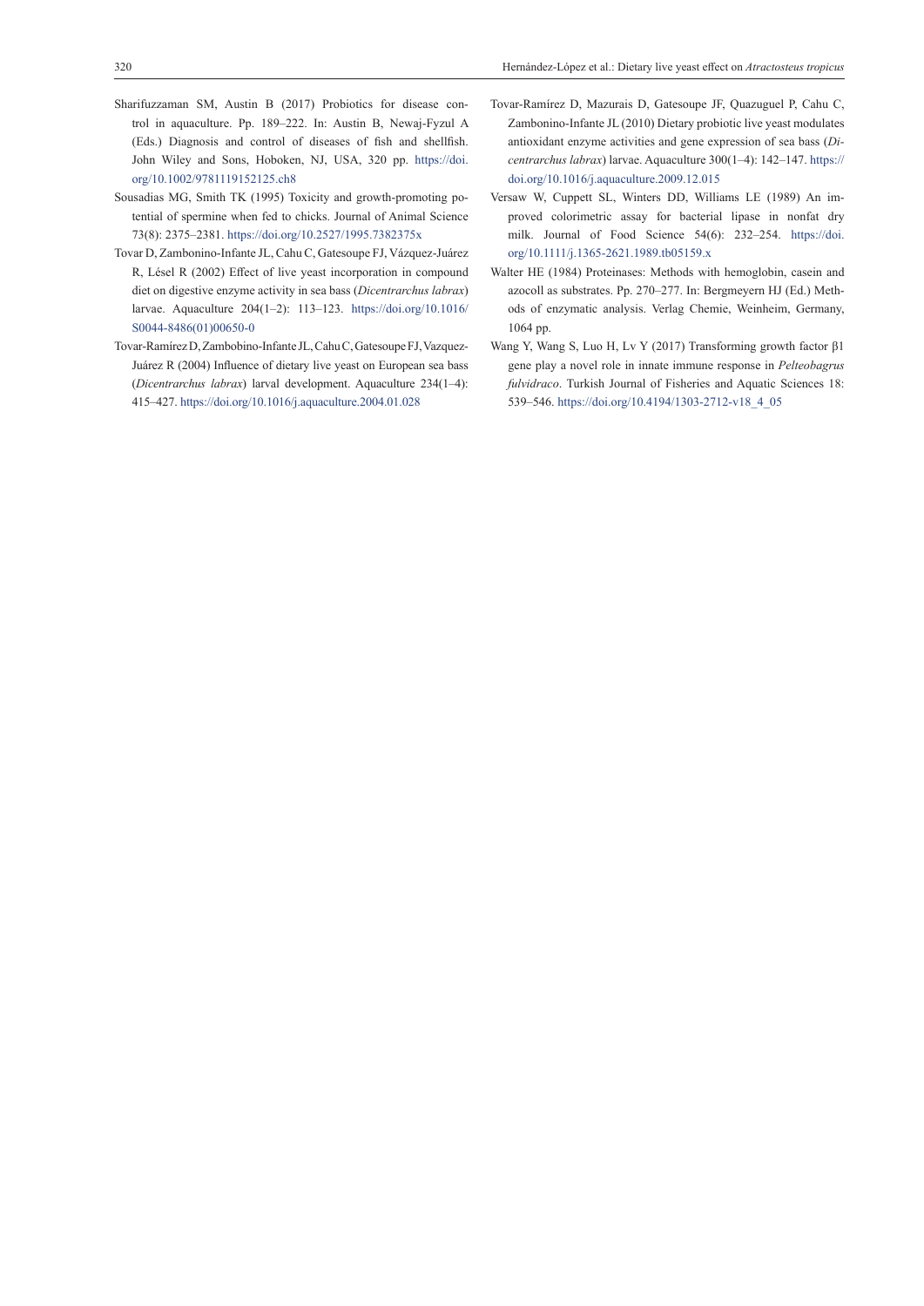Sharifuzzaman SM, Austin B (2017) Probiotics for disease control in aquaculture. Pp. 189–222. In: Austin B, Newaj-Fyzul A (Eds.) Diagnosis and control of diseases of fish and shellfish. John Wiley and Sons, Hoboken, NJ, USA, 320 pp. https://doi.org/10.1002/9781119152125.ch8

Sousadias MG, Smith TK (1995) Toxicity and growth-promoting potential of spermine when fed to chicks. Journal of Animal Science 73(8): 2375–2381. https://doi.org/10.2527/1995.7382375x

Tovar D, Zambonino-Infante JL, Cahu C, Gatesoupe FJ, Vázquez-Juárez R, Lésel R (2002) Effect of live yeast incorporation in compound diet on digestive enzyme activity in sea bass (*Dicentrarchus labrax*) larvae. Aquaculture 204(1–2): 113–123. https://doi.org/10.1016/S0044-8486(01)00650-0

Tovar-Ramírez D, Zambobino-Infante JL, Cahu C, Gatesoupe FJ, Vazquez-Juárez R (2004) Influence of dietary live yeast on European sea bass (*Dicentrarchus labrax*) larval development. Aquaculture 234(1–4): 415–427. https://doi.org/10.1016/j.aquaculture.2004.01.028

Tovar-Ramírez D, Mazurais D, Gatesoupe JF, Quazuguel P, Cahu C, Zambonino-Infante JL (2010) Dietary probiotic live yeast modulates antioxidant enzyme activities and gene expression of sea bass (*Dicentrarchus labrax*) larvae. Aquaculture 300(1–4): 142–147. https://doi.org/10.1016/j.aquaculture.2009.12.015

Versaw W, Cuppett SL, Winters DD, Williams LE (1989) An improved colorimetric assay for bacterial lipase in nonfat dry milk. Journal of Food Science 54(6): 232–254. https://doi.org/10.1111/j.1365-2621.1989.tb05159.x

Walter HE (1984) Proteinases: Methods with hemoglobin, casein and azocoll as substrates. Pp. 270–277. In: Bergmeyern HJ (Ed.) Methods of enzymatic analysis. Verlag Chemie, Weinheim, Germany, 1064 pp.

Wang Y, Wang S, Luo H, Lv Y (2017) Transforming growth factor β1 gene play a novel role in innate immune response in *Pelteobagrus fulvidraco*. Turkish Journal of Fisheries and Aquatic Sciences 18: 539–546. https://doi.org/10.4194/1303-2712-v18_4_05